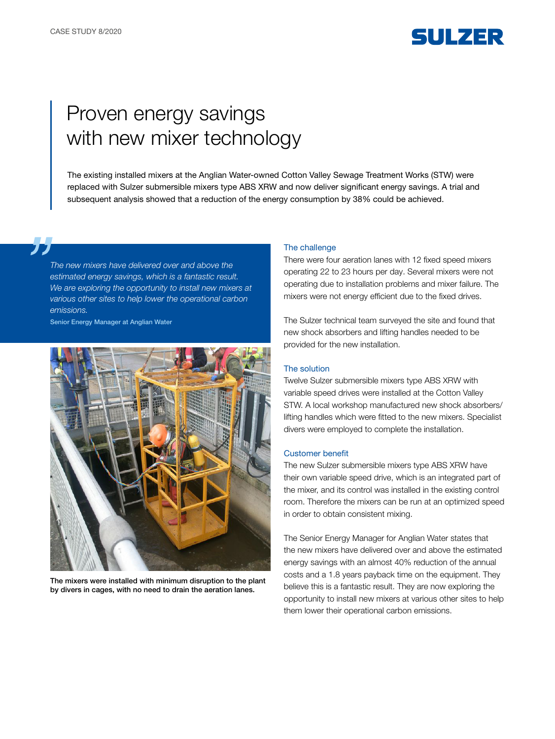CASE STUDY 8/2020

# Proven energy savings with new mixer technology

The existing installed mixers at the Anglian Water-owned Cotton Valley Sewage Treatment Works (STW) were replaced with Sulzer submersible mixers type ABS XRW and now deliver significant energy savings. A trial and subsequent analysis showed that a reduction of the energy consumption by 38% could be achieved.

> *The new mixers have delivered over and above the estimated energy savings, which is a fantastic result. We are exploring the opportunity to install new mixers at various other sites to help lower the operational carbon emissions.*
>
> Senior Energy Manager at Anglian Water

The mixers were installed with minimum disruption to the plant by divers in cages, with no need to drain the aeration lanes.

## The challenge

There were four aeration lanes with 12 fixed speed mixers operating 22 to 23 hours per day. Several mixers were not operating due to installation problems and mixer failure. The mixers were not energy efficient due to the fixed drives.

The Sulzer technical team surveyed the site and found that new shock absorbers and lifting handles needed to be provided for the new installation.

## The solution

Twelve Sulzer submersible mixers type ABS XRW with variable speed drives were installed at the Cotton Valley STW. A local workshop manufactured new shock absorbers/ lifting handles which were fitted to the new mixers. Specialist divers were employed to complete the installation.

## Customer benefit

The new Sulzer submersible mixers type ABS XRW have their own variable speed drive, which is an integrated part of the mixer, and its control was installed in the existing control room. Therefore the mixers can be run at an optimized speed in order to obtain consistent mixing.

The Senior Energy Manager for Anglian Water states that the new mixers have delivered over and above the estimated energy savings with an almost 40% reduction of the annual costs and a 1.8 years payback time on the equipment. They believe this is a fantastic result. They are now exploring the opportunity to install new mixers at various other sites to help them lower their operational carbon emissions.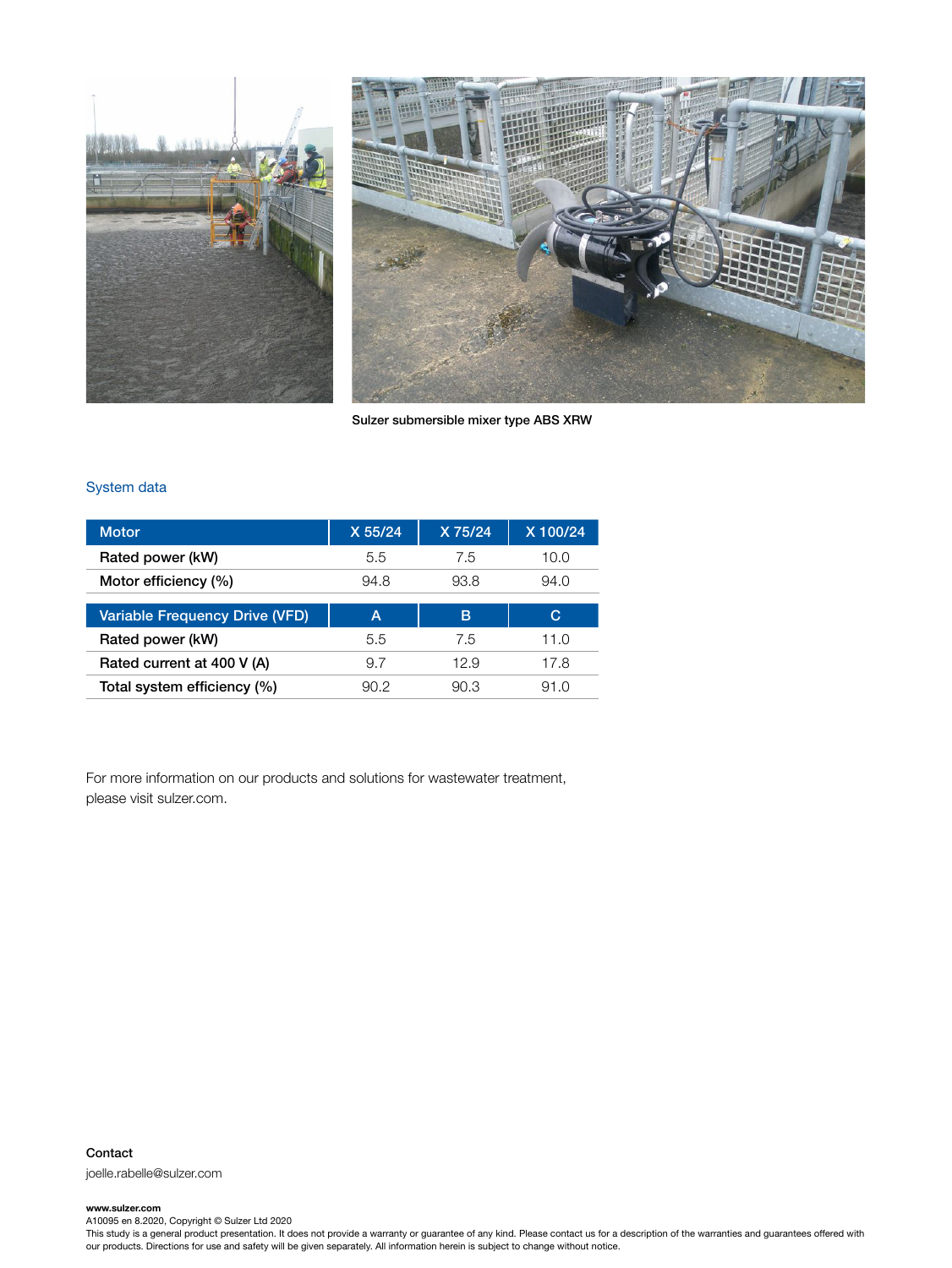Sulzer submersible mixer type ABS XRW

## System data

| Motor | X 55/24 | X 75/24 | X 100/24 |
|---|---|---|---|
| Rated power (kW) | 5.5 | 7.5 | 10.0 |
| Motor efficiency (%) | 94.8 | 93.8 | 94.0 |
| **Variable Frequency Drive (VFD)** | **A** | **B** | **C** |
| Rated power (kW) | 5.5 | 7.5 | 11.0 |
| Rated current at 400 V (A) | 9.7 | 12.9 | 17.8 |
| Total system efficiency (%) | 90.2 | 90.3 | 91.0 |

For more information on our products and solutions for wastewater treatment, please visit sulzer.com.

**Contact**

joelle.rabelle@sulzer.com

**www.sulzer.com**

A10095 en 8.2020, Copyright © Sulzer Ltd 2020

This study is a general product presentation. It does not provide a warranty or guarantee of any kind. Please contact us for a description of the warranties and guarantees offered with our products. Directions for use and safety will be given separately. All information herein is subject to change without notice.